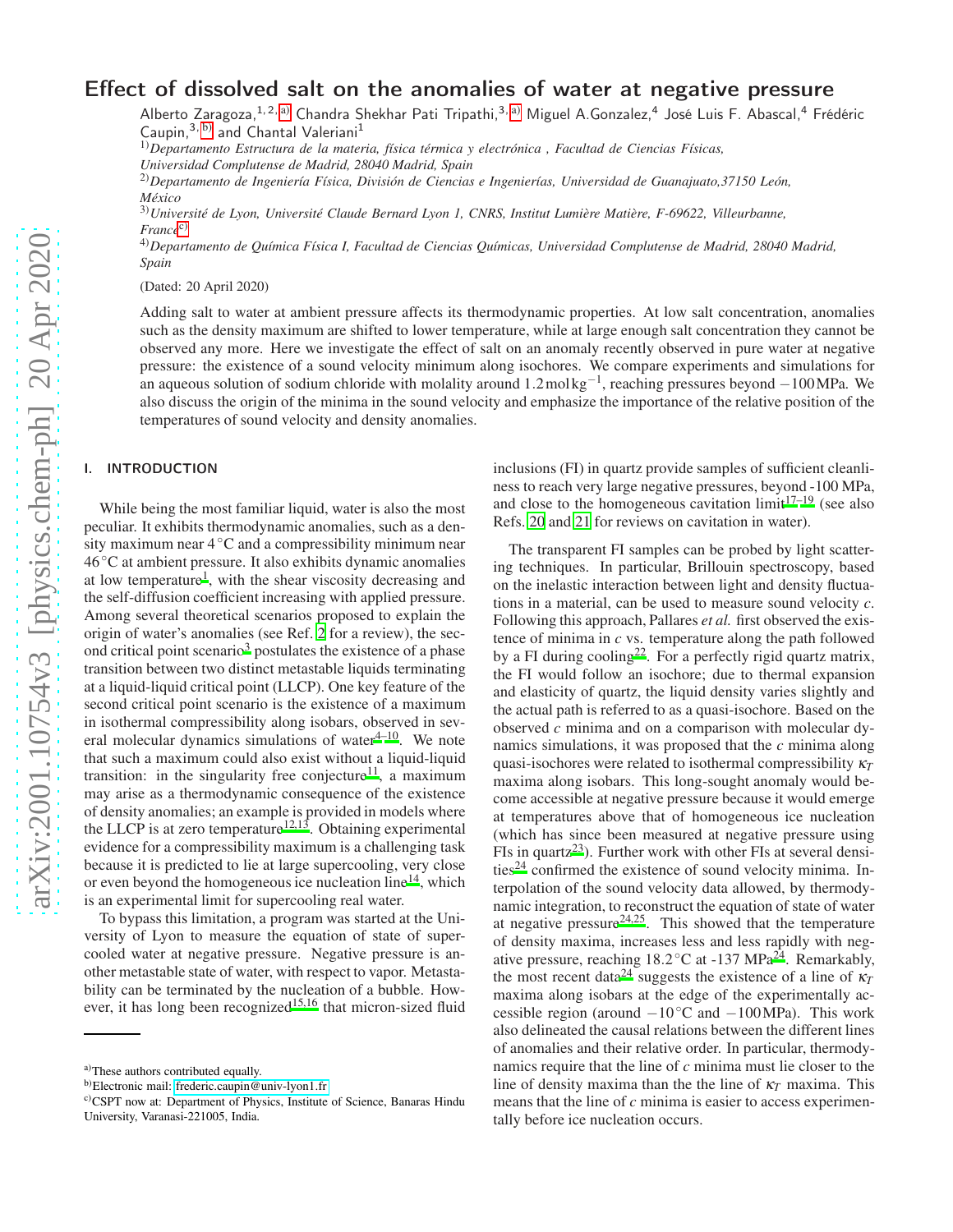# Effect of dissolved salt on the anomalies of water at negative pressure

Alberto Zaragoza,[1,2,a)] Chandra Shekhar Pati Tripathi,[3,a)] Miguel A.Gonzalez,[4] José Luis F. Abascal,[4] Frédéric Caupin,[3,b)] and Chantal Valeriani[1]

[1)] *Departamento Estructura de la materia, física térmica y electrónica , Facultad de Ciencias Físicas, Universidad Complutense de Madrid, 28040 Madrid, Spain*

[2)] *Departamento de Ingeniería Física, División de Ciencias e Ingenierías, Universidad de Guanajuato,37150 León, México*

[3)] *Université de Lyon, Université Claude Bernard Lyon 1, CNRS, Institut Lumière Matière, F-69622, Villeurbanne, France[c)]*

[4)] *Departamento de Química Física I, Facultad de Ciencias Químicas, Universidad Complutense de Madrid, 28040 Madrid, Spain*

(Dated: 20 April 2020)

Adding salt to water at ambient pressure affects its thermodynamic properties. At low salt concentration, anomalies such as the density maximum are shifted to lower temperature, while at large enough salt concentration they cannot be observed any more. Here we investigate the effect of salt on an anomaly recently observed in pure water at negative pressure: the existence of a sound velocity minimum along isochores. We compare experiments and simulations for an aqueous solution of sodium chloride with molality around $1.2\,\mathrm{mol\,kg^{-1}}$, reaching pressures beyond $-100\,\mathrm{MPa}$. We also discuss the origin of the minima in the sound velocity and emphasize the importance of the relative position of the temperatures of sound velocity and density anomalies.

## I. INTRODUCTION

While being the most familiar liquid, water is also the most peculiar. It exhibits thermodynamic anomalies, such as a density maximum near $4\,^{\circ}\mathrm{C}$ and a compressibility minimum near $46\,^{\circ}\mathrm{C}$ at ambient pressure. It also exhibits dynamic anomalies at low temperature[1], with the shear viscosity decreasing and the self-diffusion coefficient increasing with applied pressure. Among several theoretical scenarios proposed to explain the origin of water's anomalies (see Ref. [2] for a review), the second critical point scenario[3] postulates the existence of a phase transition between two distinct metastable liquids terminating at a liquid-liquid critical point (LLCP). One key feature of the second critical point scenario is the existence of a maximum in isothermal compressibility along isobars, observed in several molecular dynamics simulations of water[4–10]. We note that such a maximum could also exist without a liquid-liquid transition: in the singularity free conjecture[11], a maximum may arise as a thermodynamic consequence of the existence of density anomalies; an example is provided in models where the LLCP is at zero temperature[12,13]. Obtaining experimental evidence for a compressibility maximum is a challenging task because it is predicted to lie at large supercooling, very close or even beyond the homogeneous ice nucleation line[14], which is an experimental limit for supercooling real water.

To bypass this limitation, a program was started at the University of Lyon to measure the equation of state of supercooled water at negative pressure. Negative pressure is another metastable state of water, with respect to vapor. Metastability can be terminated by the nucleation of a bubble. However, it has long been recognized[15,16] that micron-sized fluid inclusions (FI) in quartz provide samples of sufficient cleanliness to reach very large negative pressures, beyond -100 MPa, and close to the homogeneous cavitation limit[17–19] (see also Refs. [20] and [21] for reviews on cavitation in water).

The transparent FI samples can be probed by light scattering techniques. In particular, Brillouin spectroscopy, based on the inelastic interaction between light and density fluctuations in a material, can be used to measure sound velocity $c$. Following this approach, Pallares *et al.* first observed the existence of minima in $c$ vs. temperature along the path followed by a FI during cooling[22]. For a perfectly rigid quartz matrix, the FI would follow an isochore; due to thermal expansion and elasticity of quartz, the liquid density varies slightly and the actual path is referred to as a quasi-isochore. Based on the observed $c$ minima and on a comparison with molecular dynamics simulations, it was proposed that the $c$ minima along quasi-isochores were related to isothermal compressibility $\kappa_T$ maxima along isobars. This long-sought anomaly would become accessible at negative pressure because it would emerge at temperatures above that of homogeneous ice nucleation (which has since been measured at negative pressure using FIs in quartz[23]). Further work with other FIs at several densities[24] confirmed the existence of sound velocity minima. Interpolation of the sound velocity data allowed, by thermodynamic integration, to reconstruct the equation of state of water at negative pressure[24,25]. This showed that the temperature of density maxima, increases less and less rapidly with negative pressure, reaching $18.2\,^{\circ}\mathrm{C}$ at -137 MPa[24]. Remarkably, the most recent data[24] suggests the existence of a line of $\kappa_T$ maxima along isobars at the edge of the experimentally accessible region (around $-10\,^{\circ}\mathrm{C}$ and $-100\,\mathrm{MPa}$). This work also delineated the causal relations between the different lines of anomalies and their relative order. In particular, thermodynamics require that the line of $c$ minima must lie closer to the line of density maxima than the the line of $\kappa_T$ maxima. This means that the line of $c$ minima is easier to access experimentally before ice nucleation occurs.

a) These authors contributed equally.

b) Electronic mail: frederic.caupin@univ-lyon1.fr

c) CSPT now at: Department of Physics, Institute of Science, Banaras Hindu University, Varanasi-221005, India.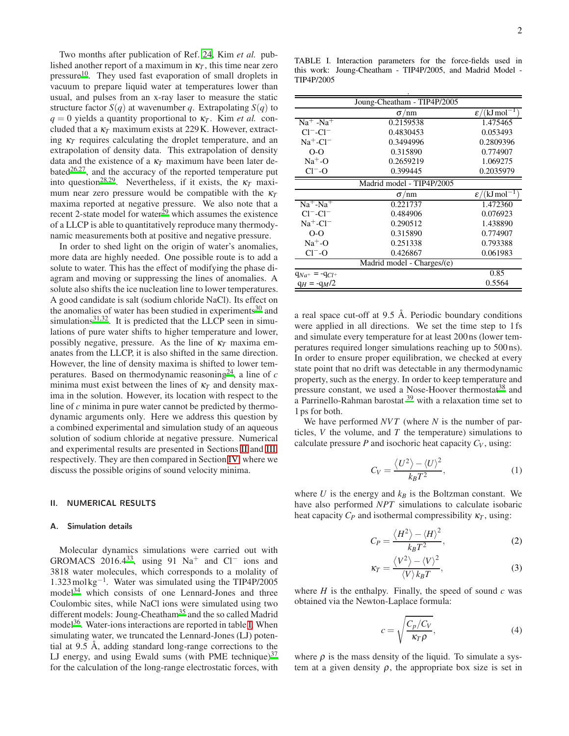Two months after publication of Ref. [24], Kim *et al.* published another report of a maximum in $\kappa_T$, this time near zero pressure[10]. They used fast evaporation of small droplets in vacuum to prepare liquid water at temperatures lower than usual, and pulses from an x-ray laser to measure the static structure factor $S(q)$ at wavenumber $q$. Extrapolating $S(q)$ to $q = 0$ yields a quantity proportional to $\kappa_T$. Kim *et al.* concluded that a $\kappa_T$ maximum exists at 229 K. However, extracting $\kappa_T$ requires calculating the droplet temperature, and an extrapolation of density data. This extrapolation of density data and the existence of a $\kappa_T$ maximum have been later debated[26,27], and the accuracy of the reported temperature put into question[28,29]. Nevertheless, if it exists, the $\kappa_T$ maximum near zero pressure would be compatible with the $\kappa_T$ maxima reported at negative pressure. We also note that a recent 2-state model for water[29] which assumes the existence of a LLCP is able to quantitatively reproduce many thermodynamic measurements both at positive and negative pressure.

In order to shed light on the origin of water's anomalies, more data are highly needed. One possible route is to add a solute to water. This has the effect of modifying the phase diagram and moving or suppressing the lines of anomalies. A solute also shifts the ice nucleation line to lower temperatures. A good candidate is salt (sodium chloride NaCl). Its effect on the anomalies of water has been studied in experiments[30] and simulations[31,32]. It is predicted that the LLCP seen in simulations of pure water shifts to higher temperature and lower, possibly negative, pressure. As the line of $\kappa_T$ maxima emanates from the LLCP, it is also shifted in the same direction. However, the line of density maxima is shifted to lower temperatures. Based on thermodynamic reasoning[24], a line of $c$ minima must exist between the lines of $\kappa_T$ and density maxima in the solution. However, its location with respect to the line of $c$ minima in pure water cannot be predicted by thermodynamic arguments only. Here we address this question by a combined experimental and simulation study of an aqueous solution of sodium chloride at negative pressure. Numerical and experimental results are presented in Sections II and III respectively. They are then compared in Section IV where we discuss the possible origins of sound velocity minima.

## II. NUMERICAL RESULTS

### A. Simulation details

Molecular dynamics simulations were carried out with GROMACS 2016.4[33], using 91 $Na^+$ and $Cl^-$ ions and 3818 water molecules, which corresponds to a molality of $1.323\,\mathrm{mol\,kg^{-1}}$. Water was simulated using the TIP4P/2005 model[34] which consists of one Lennard-Jones and three Coulombic sites, while NaCl ions were simulated using two different models: Joung-Cheatham[35] and the so called Madrid model[36]. Water-ions interactions are reported in table I. When simulating water, we truncated the Lennard-Jones (LJ) potential at 9.5 Å, adding standard long-range corrections to the LJ energy, and using Ewald sums (with PME technique)[37] for the calculation of the long-range electrostatic forces, with a real space cut-off at 9.5 Å. Periodic boundary conditions were applied in all directions. We set the time step to 1 fs and simulate every temperature for at least 200 ns (lower temperatures required longer simulations reaching up to 500 ns). In order to ensure proper equilibration, we checked at every state point that no drift was detectable in any thermodynamic property, such as the energy. In order to keep temperature and pressure constant, we used a Nose-Hoover thermostat[38] and a Parrinello-Rahman barostat [39] with a relaxation time set to 1 ps for both.

TABLE I. Interaction parameters for the force-fields used in this work: Joung-Cheatham - TIP4P/2005, and Madrid Model - TIP4P/2005

| Joung-Cheatham - TIP4P/2005 | | |
|---|---|---|
| | $\sigma$/nm | $\epsilon$/(kJ mol$^{-1}$) |
| $Na^+$-$Na^+$ | 0.2159538 | 1.475465 |
| $Cl^-$-$Cl^-$ | 0.4830453 | 0.053493 |
| $Na^+$-$Cl^-$ | 0.3494996 | 0.2809396 |
| O-O | 0.315890 | 0.774907 |
| $Na^+$-O | 0.2659219 | 1.069275 |
| $Cl^-$-O | 0.399445 | 0.2035979 |
| **Madrid model - TIP4P/2005** | | |
| | $\sigma$/nm | $\epsilon$/(kJ mol$^{-1}$) |
| $Na^+$-$Na^+$ | 0.221737 | 1.472360 |
| $Cl^-$-$Cl^-$ | 0.484906 | 0.076923 |
| $Na^+$-$Cl^-$ | 0.290512 | 1.438890 |
| O-O | 0.315890 | 0.774907 |
| $Na^+$-O | 0.251338 | 0.793388 |
| $Cl^-$-O | 0.426867 | 0.061983 |
| **Madrid model - Charges/(e)** | | |
| $q_{Na^+}$ = -$q_{Cl^+}$ | | 0.85 |
| $q_H$ = -$q_M$/2 | | 0.5564 |

We have performed $NVT$ (where $N$ is the number of particles, $V$ the volume, and $T$ the temperature) simulations to calculate pressure $P$ and isochoric heat capacity $C_V$, using:

$$C_V = \frac{\langle U^2 \rangle - \langle U \rangle^2}{k_B T^2}, \tag{1}$$

where $U$ is the energy and $k_B$ is the Boltzman constant. We have also performed $NPT$ simulations to calculate isobaric heat capacity $C_P$ and isothermal compressibility $\kappa_T$, using:

$$C_P = \frac{\langle H^2 \rangle - \langle H \rangle^2}{k_B T^2}, \tag{2}$$

$$\kappa_T = \frac{\langle V^2 \rangle - \langle V \rangle^2}{\langle V \rangle k_B T}, \tag{3}$$

where $H$ is the enthalpy. Finally, the speed of sound $c$ was obtained via the Newton-Laplace formula:

$$c = \sqrt{\frac{C_p/C_V}{\kappa_T \rho}}, \tag{4}$$

where $\rho$ is the mass density of the liquid. To simulate a system at a given density $\rho$, the appropriate box size is set in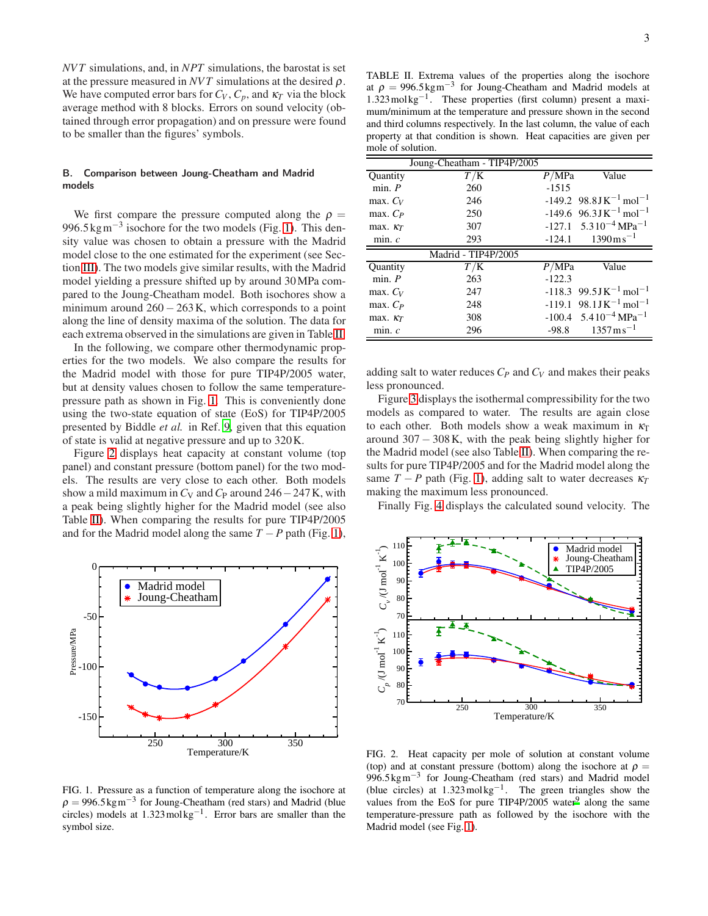*NVT* simulations, and, in *NPT* simulations, the barostat is set at the pressure measured in *NVT* simulations at the desired $\rho$. We have computed error bars for $C_V$, $C_p$, and $\kappa_T$ via the block average method with 8 blocks. Errors on sound velocity (obtained through error propagation) and on pressure were found to be smaller than the figures' symbols.

### B. Comparison between Joung-Cheatham and Madrid models

We first compare the pressure computed along the $\rho = 996.5\,\mathrm{kg\,m^{-3}}$ isochore for the two models (Fig. 1). This density value was chosen to obtain a pressure with the Madrid model close to the one estimated for the experiment (see Section III). The two models give similar results, with the Madrid model yielding a pressure shifted up by around 30 MPa compared to the Joung-Cheatham model. Both isochores show a minimum around $260-263\,\mathrm{K}$, which corresponds to a point along the line of density maxima of the solution. The data for each extrema observed in the simulations are given in Table II.

In the following, we compare other thermodynamic properties for the two models. We also compare the results for the Madrid model with those for pure TIP4P/2005 water, but at density values chosen to follow the same temperature-pressure path as shown in Fig. 1. This is conveniently done using the two-state equation of state (EoS) for TIP4P/2005 presented by Biddle *et al.* in Ref. 9, given that this equation of state is valid at negative pressure and up to 320 K.

Figure 2 displays heat capacity at constant volume (top panel) and constant pressure (bottom panel) for the two models. The results are very close to each other. Both models show a mild maximum in $C_V$ and $C_P$ around $246-247\,\mathrm{K}$, with a peak being slightly higher for the Madrid model (see also Table II). When comparing the results for pure TIP4P/2005 and for the Madrid model along the same $T-P$ path (Fig. 1), adding salt to water reduces $C_P$ and $C_V$ and makes their peaks less pronounced.

FIG. 1. Pressure as a function of temperature along the isochore at $\rho = 996.5\,\mathrm{kg\,m^{-3}}$ for Joung-Cheatham (red stars) and Madrid (blue circles) models at $1.323\,\mathrm{mol\,kg^{-1}}$. Error bars are smaller than the symbol size.

TABLE II. Extrema values of the properties along the isochore at $\rho = 996.5\,\mathrm{kg\,m^{-3}}$ for Joung-Cheatham and Madrid models at $1.323\,\mathrm{mol\,kg^{-1}}$. These properties (first column) present a maximum/minimum at the temperature and pressure shown in the second and third columns respectively. In the last column, the value of each property at that condition is shown. Heat capacities are given per mole of solution.

| Joung-Cheatham - TIP4P/2005 | | | |
|---|---|---|---|
| Quantity | $T$/K | $P$/MPa | Value |
| min. $P$ | 260 | -1515 | |
| max. $C_V$ | 246 | -149.2 | $98.8\,\mathrm{J\,K^{-1}\,mol^{-1}}$ |
| max. $C_P$ | 250 | -149.6 | $96.3\,\mathrm{J\,K^{-1}\,mol^{-1}}$ |
| max. $\kappa_T$ | 307 | -127.1 | $5.3\,10^{-4}\,\mathrm{MPa^{-1}}$ |
| min. $c$ | 293 | -124.1 | $1390\,\mathrm{m\,s^{-1}}$ |
| **Madrid - TIP4P/2005** | | | |
| Quantity | $T$/K | $P$/MPa | Value |
| min. $P$ | 263 | -122.3 | |
| max. $C_V$ | 247 | -118.3 | $99.5\,\mathrm{J\,K^{-1}\,mol^{-1}}$ |
| max. $C_P$ | 248 | -119.1 | $98.1\,\mathrm{J\,K^{-1}\,mol^{-1}}$ |
| max. $\kappa_T$ | 308 | -100.4 | $5.4\,10^{-4}\,\mathrm{MPa^{-1}}$ |
| min. $c$ | 296 | -98.8 | $1357\,\mathrm{m\,s^{-1}}$ |

Figure 3 displays the isothermal compressibility for the two models as compared to water. The results are again close to each other. Both models show a weak maximum in $\kappa_T$ around $307-308\,\mathrm{K}$, with the peak being slightly higher for the Madrid model (see also Table II). When comparing the results for pure TIP4P/2005 and for the Madrid model along the same $T-P$ path (Fig. 1), adding salt to water decreases $\kappa_T$ making the maximum less pronounced.

Finally Fig. 4 displays the calculated sound velocity. The

FIG. 2. Heat capacity per mole of solution at constant volume (top) and at constant pressure (bottom) along the isochore at $\rho = 996.5\,\mathrm{kg\,m^{-3}}$ for Joung-Cheatham (red stars) and Madrid model (blue circles) at $1.323\,\mathrm{mol\,kg^{-1}}$. The green triangles show the values from the EoS for pure TIP4P/2005 water[9] along the same temperature-pressure path as followed by the isochore with the Madrid model (see Fig. 1).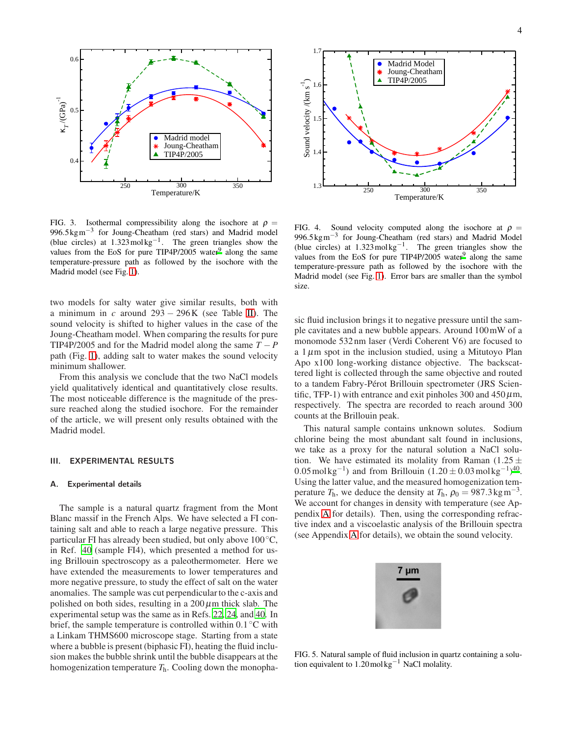FIG. 3. Isothermal compressibility along the isochore at $\rho = 996.5\,\mathrm{kg\,m^{-3}}$ for Joung-Cheatham (red stars) and Madrid model (blue circles) at $1.323\,\mathrm{mol\,kg^{-1}}$. The green triangles show the values from the EoS for pure TIP4P/2005 water[9] along the same temperature-pressure path as followed by the isochore with the Madrid model (see Fig. 1).

FIG. 4. Sound velocity computed along the isochore at $\rho = 996.5\,\mathrm{kg\,m^{-3}}$ for Joung-Cheatham (red stars) and Madrid Model (blue circles) at $1.323\,\mathrm{mol\,kg^{-1}}$. The green triangles show the values from the EoS for pure TIP4P/2005 water[9] along the same temperature-pressure path as followed by the isochore with the Madrid model (see Fig. 1). Error bars are smaller than the symbol size.

two models for salty water give similar results, both with a minimum in $c$ around $293-296\,\mathrm{K}$ (see Table II). The sound velocity is shifted to higher values in the case of the Joung-Cheatham model. When comparing the results for pure TIP4P/2005 and for the Madrid model along the same $T-P$ path (Fig. 1), adding salt to water makes the sound velocity minimum shallower.

From this analysis we conclude that the two NaCl models yield qualitatively identical and quantitatively close results. The most noticeable difference is the magnitude of the pressure reached along the studied isochore. For the remainder of the article, we will present only results obtained with the Madrid model.

## III. EXPERIMENTAL RESULTS

### A. Experimental details

The sample is a natural quartz fragment from the Mont Blanc massif in the French Alps. We have selected a FI containing salt and able to reach a large negative pressure. This particular FI has already been studied, but only above 100 °C, in Ref. 40 (sample FI4), which presented a method for using Brillouin spectroscopy as a paleothermometer. Here we have extended the measurements to lower temperatures and more negative pressure, to study the effect of salt on the water anomalies. The sample was cut perpendicular to the c-axis and polished on both sides, resulting in a $200\,\mu\mathrm{m}$ thick slab. The experimental setup was the same as in Refs. 22, 24, and 40. In brief, the sample temperature is controlled within 0.1 °C with a Linkam THMS600 microscope stage. Starting from a state where a bubble is present (biphasic FI), heating the fluid inclusion makes the bubble shrink until the bubble disappears at the homogenization temperature $T_\mathrm{h}$. Cooling down the monophasic fluid inclusion brings it to negative pressure until the sample cavitates and a new bubble appears. Around 100 mW of a monomode 532 nm laser (Verdi Coherent V6) are focused to a $1\,\mu\mathrm{m}$ spot in the inclusion studied, using a Mitutoyo Plan Apo x100 long-working distance objective. The backscattered light is collected through the same objective and routed to a tandem Fabry-Pérot Brillouin spectrometer (JRS Scientific, TFP-1) with entrance and exit pinholes 300 and $450\,\mu\mathrm{m}$, respectively. The spectra are recorded to reach around 300 counts at the Brillouin peak.

This natural sample contains unknown solutes. Sodium chlorine being the most abundant salt found in inclusions, we take as a proxy for the natural solution a NaCl solution. We have estimated its molality from Raman ($1.25 \pm 0.05\,\mathrm{mol\,kg^{-1}}$) and from Brillouin ($1.20 \pm 0.03\,\mathrm{mol\,kg^{-1}}$)[40]. Using the latter value, and the measured homogenization temperature $T_\mathrm{h}$, we deduce the density at $T_\mathrm{h}$, $\rho_0 = 987.3\,\mathrm{kg\,m^{-3}}$. We account for changes in density with temperature (see Appendix A for details). Then, using the corresponding refractive index and a viscoelastic analysis of the Brillouin spectra (see Appendix A for details), we obtain the sound velocity.

FIG. 5. Natural sample of fluid inclusion in quartz containing a solution equivalent to $1.20\,\mathrm{mol\,kg^{-1}}$ NaCl molality.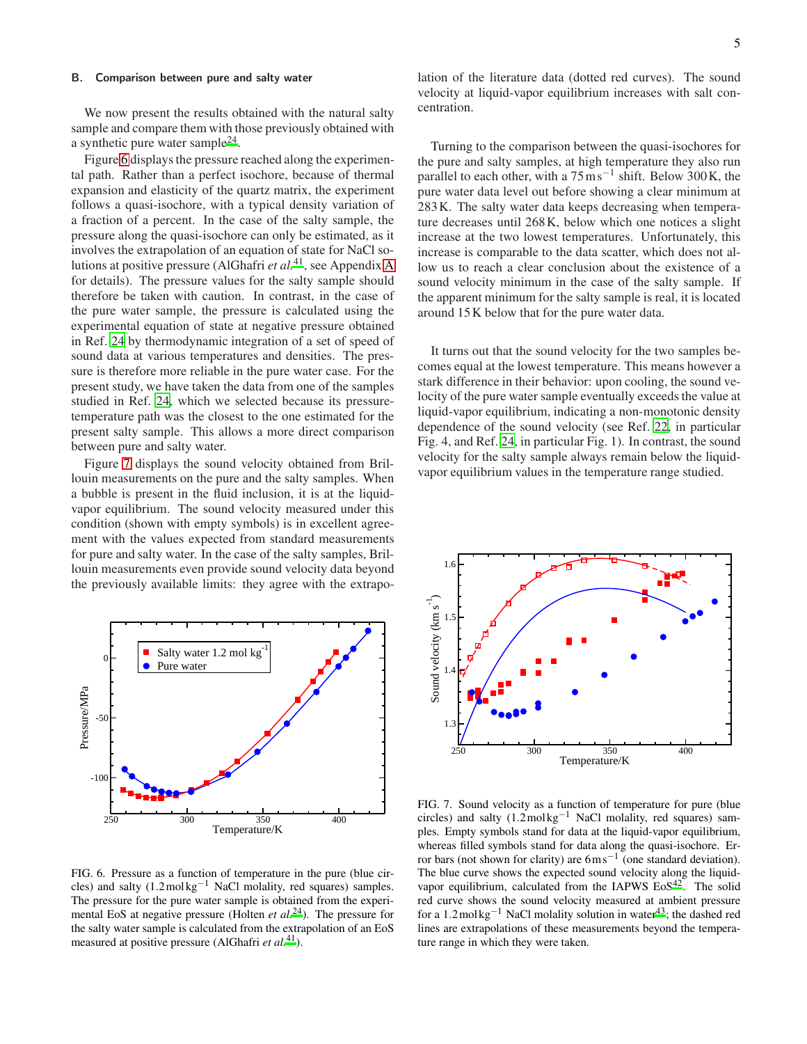## B. Comparison between pure and salty water

We now present the results obtained with the natural salty sample and compare them with those previously obtained with a synthetic pure water sample[24].

Figure 6 displays the pressure reached along the experimental path. Rather than a perfect isochore, because of thermal expansion and elasticity of the quartz matrix, the experiment follows a quasi-isochore, with a typical density variation of a fraction of a percent. In the case of the salty sample, the pressure along the quasi-isochore can only be estimated, as it involves the extrapolation of an equation of state for NaCl solutions at positive pressure (AlGhafri *et al.*[41], see Appendix A for details). The pressure values for the salty sample should therefore be taken with caution. In contrast, in the case of the pure water sample, the pressure is calculated using the experimental equation of state at negative pressure obtained in Ref. 24 by thermodynamic integration of a set of speed of sound data at various temperatures and densities. The pressure is therefore more reliable in the pure water case. For the present study, we have taken the data from one of the samples studied in Ref. 24, which we selected because its pressure-temperature path was the closest to the one estimated for the present salty sample. This allows a more direct comparison between pure and salty water.

Figure 7 displays the sound velocity obtained from Brillouin measurements on the pure and the salty samples. When a bubble is present in the fluid inclusion, it is at the liquid-vapor equilibrium. The sound velocity measured under this condition (shown with empty symbols) is in excellent agreement with the values expected from standard measurements for pure and salty water. In the case of the salty samples, Brillouin measurements even provide sound velocity data beyond the previously available limits: they agree with the extrapolation of the literature data (dotted red curves). The sound velocity at liquid-vapor equilibrium increases with salt concentration.

Turning to the comparison between the quasi-isochores for the pure and salty samples, at high temperature they also run parallel to each other, with a $75\,\mathrm{m\,s^{-1}}$ shift. Below 300 K, the pure water data level out before showing a clear minimum at 283 K. The salty water data keeps decreasing when temperature decreases until 268 K, below which one notices a slight increase at the two lowest temperatures. Unfortunately, this increase is comparable to the data scatter, which does not allow us to reach a clear conclusion about the existence of a sound velocity minimum in the case of the salty sample. If the apparent minimum for the salty sample is real, it is located around 15 K below that for the pure water data.

It turns out that the sound velocity for the two samples becomes equal at the lowest temperature. This means however a stark difference in their behavior: upon cooling, the sound velocity of the pure water sample eventually exceeds the value at liquid-vapor equilibrium, indicating a non-monotonic density dependence of the sound velocity (see Ref. 22, in particular Fig. 4, and Ref. 24, in particular Fig. 1). In contrast, the sound velocity for the salty sample always remain below the liquid-vapor equilibrium values in the temperature range studied.

FIG. 6. Pressure as a function of temperature in the pure (blue circles) and salty ($1.2\,\mathrm{mol\,kg^{-1}}$ NaCl molality, red squares) samples. The pressure for the pure water sample is obtained from the experimental EoS at negative pressure (Holten *et al.*[24]). The pressure for the salty water sample is calculated from the extrapolation of an EoS measured at positive pressure (AlGhafri *et al.*[41]).

FIG. 7. Sound velocity as a function of temperature for pure (blue circles) and salty ($1.2\,\mathrm{mol\,kg^{-1}}$ NaCl molality, red squares) samples. Empty symbols stand for data at the liquid-vapor equilibrium, whereas filled symbols stand for data along the quasi-isochore. Error bars (not shown for clarity) are $6\,\mathrm{m\,s^{-1}}$ (one standard deviation). The blue curve shows the expected sound velocity along the liquid-vapor equilibrium, calculated from the IAPWS EoS[42]. The solid red curve shows the sound velocity measured at ambient pressure for a $1.2\,\mathrm{mol\,kg^{-1}}$ NaCl molality solution in water[43]; the dashed red lines are extrapolations of these measurements beyond the temperature range in which they were taken.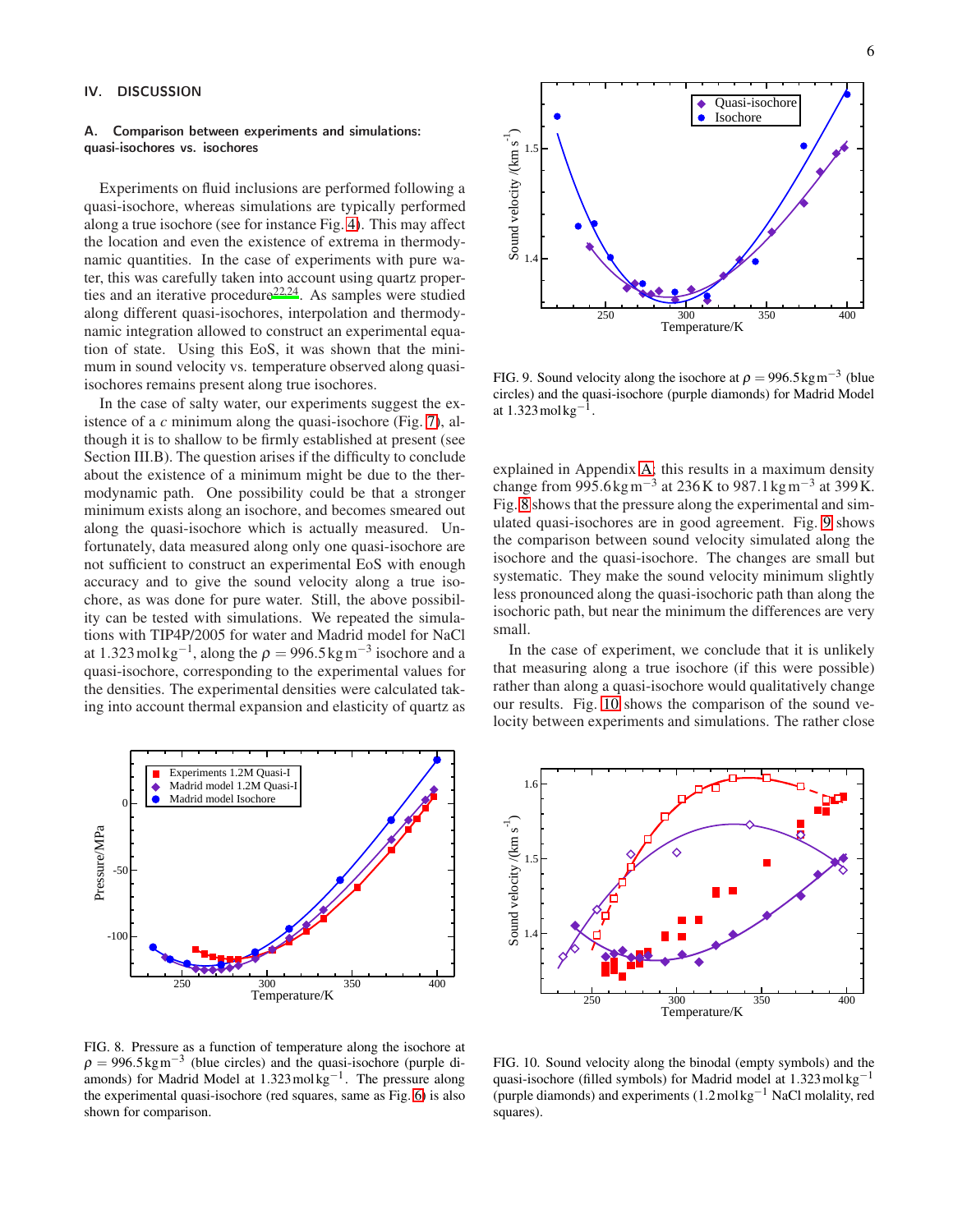## IV. DISCUSSION

### A. Comparison between experiments and simulations: quasi-isochores vs. isochores

Experiments on fluid inclusions are performed following a quasi-isochore, whereas simulations are typically performed along a true isochore (see for instance Fig. 4). This may affect the location and even the existence of extrema in thermodynamic quantities. In the case of experiments with pure water, this was carefully taken into account using quartz properties and an iterative procedure[22,24]. As samples were studied along different quasi-isochores, interpolation and thermodynamic integration allowed to construct an experimental equation of state. Using this EoS, it was shown that the minimum in sound velocity vs. temperature observed along quasi-isochores remains present along true isochores.

In the case of salty water, our experiments suggest the existence of a $c$ minimum along the quasi-isochore (Fig. 7), although it is to shallow to be firmly established at present (see Section III.B). The question arises if the difficulty to conclude about the existence of a minimum might be due to the thermodynamic path. One possibility could be that a stronger minimum exists along an isochore, and becomes smeared out along the quasi-isochore which is actually measured. Unfortunately, data measured along only one quasi-isochore are not sufficient to construct an experimental EoS with enough accuracy and to give the sound velocity along a true isochore, as was done for pure water. Still, the above possibility can be tested with simulations. We repeated the simulations with TIP4P/2005 for water and Madrid model for NaCl at $1.323\,\mathrm{mol\,kg^{-1}}$, along the $\rho = 996.5\,\mathrm{kg\,m^{-3}}$ isochore and a quasi-isochore, corresponding to the experimental values for the densities. The experimental densities were calculated taking into account thermal expansion and elasticity of quartz as explained in Appendix A; this results in a maximum density change from $995.6\,\mathrm{kg\,m^{-3}}$ at 236 K to $987.1\,\mathrm{kg\,m^{-3}}$ at 399 K. Fig. 8 shows that the pressure along the experimental and simulated quasi-isochores are in good agreement. Fig. 9 shows the comparison between sound velocity simulated along the isochore and the quasi-isochore. The changes are small but systematic. They make the sound velocity minimum slightly less pronounced along the quasi-isochoric path than along the isochoric path, but near the minimum the differences are very small.

In the case of experiment, we conclude that it is unlikely that measuring along a true isochore (if this were possible) rather than along a quasi-isochore would qualitatively change our results. Fig. 10 shows the comparison of the sound velocity between experiments and simulations. The rather close

FIG. 9. Sound velocity along the isochore at $\rho = 996.5\,\mathrm{kg\,m^{-3}}$ (blue circles) and the quasi-isochore (purple diamonds) for Madrid Model at $1.323\,\mathrm{mol\,kg^{-1}}$.

FIG. 8. Pressure as a function of temperature along the isochore at $\rho = 996.5\,\mathrm{kg\,m^{-3}}$ (blue circles) and the quasi-isochore (purple diamonds) for Madrid Model at $1.323\,\mathrm{mol\,kg^{-1}}$. The pressure along the experimental quasi-isochore (red squares, same as Fig. 6) is also shown for comparison.

FIG. 10. Sound velocity along the binodal (empty symbols) and the quasi-isochore (filled symbols) for Madrid model at $1.323\,\mathrm{mol\,kg^{-1}}$ (purple diamonds) and experiments ($1.2\,\mathrm{mol\,kg^{-1}}$ NaCl molality, red squares).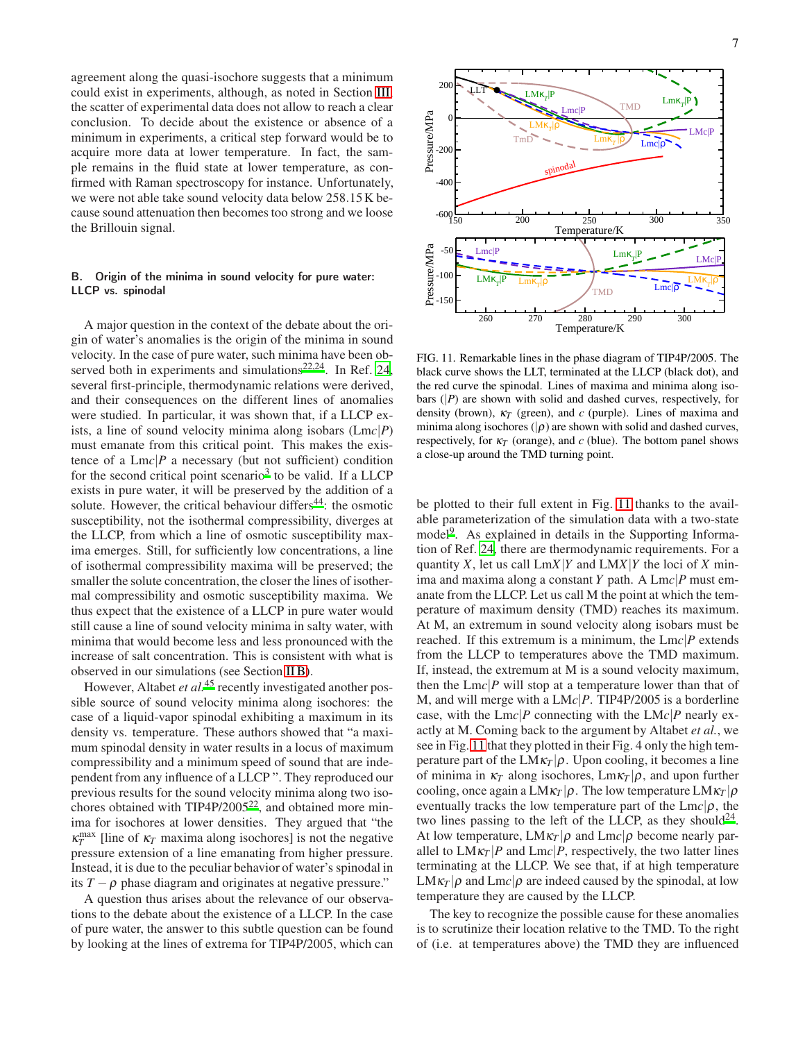agreement along the quasi-isochore suggests that a minimum could exist in experiments, although, as noted in Section III, the scatter of experimental data does not allow to reach a clear conclusion. To decide about the existence or absence of a minimum in experiments, a critical step forward would be to acquire more data at lower temperature. In fact, the sample remains in the fluid state at lower temperature, as confirmed with Raman spectroscopy for instance. Unfortunately, we were not able take sound velocity data below 258.15 K because sound attenuation then becomes too strong and we loose the Brillouin signal.

### B. Origin of the minima in sound velocity for pure water: LLCP vs. spinodal

A major question in the context of the debate about the origin of water's anomalies is the origin of the minima in sound velocity. In the case of pure water, such minima have been observed both in experiments and simulations[22,24]. In Ref. 24, several first-principle, thermodynamic relations were derived, and their consequences on the different lines of anomalies were studied. In particular, it was shown that, if a LLCP exists, a line of sound velocity minima along isobars (L$mc|P$) must emanate from this critical point. This makes the existence of a L$mc|P$ a necessary (but not sufficient) condition for the second critical point scenario[3] to be valid. If a LLCP exists in pure water, it will be preserved by the addition of a solute. However, the critical behaviour differs[44]: the osmotic susceptibility, not the isothermal compressibility, diverges at the LLCP, from which a line of osmotic susceptibility maxima emerges. Still, for sufficiently low concentrations, a line of isothermal compressibility maxima will be preserved; the smaller the solute concentration, the closer the lines of isothermal compressibility and osmotic susceptibility maxima. We thus expect that the existence of a LLCP in pure water would still cause a line of sound velocity minima in salty water, with minima that would become less and less pronounced with the increase of salt concentration. This is consistent with what is observed in our simulations (see Section II B).

However, Altabet *et al.*[45] recently investigated another possible source of sound velocity minima along isochores: the case of a liquid-vapor spinodal exhibiting a maximum in its density vs. temperature. These authors showed that "a maximum spinodal density in water results in a locus of maximum compressibility and a minimum speed of sound that are independent from any influence of a LLCP". They reproduced our previous results for the sound velocity minima along two isochores obtained with TIP4P/2005[22], and obtained more minima for isochores at lower densities. They argued that "the $\kappa_T^{\max}$ [line of $\kappa_T$ maxima along isochores] is not the negative pressure extension of a line emanating from higher pressure. Instead, it is due to the peculiar behavior of water's spinodal in its $T-\rho$ phase diagram and originates at negative pressure."

A question thus arises about the relevance of our observations to the debate about the existence of a LLCP. In the case of pure water, the answer to this subtle question can be found by looking at the lines of extrema for TIP4P/2005, which can be plotted to their full extent in Fig. 11 thanks to the available parameterization of the simulation data with a two-state model[9]. As explained in details in the Supporting Information of Ref. 24, there are thermodynamic requirements. For a quantity $X$, let us call L$mX|Y$ and L$MX|Y$ the loci of $X$ minima and maxima along a constant $Y$ path. A L$mc|P$ must emanate from the LLCP. Let us call M the point at which the temperature of maximum density (TMD) reaches its maximum. At M, an extremum in sound velocity along isobars must be reached. If this extremum is a minimum, the L$mc|P$ extends from the LLCP to temperatures above the TMD maximum. If, instead, the extremum at M is a sound velocity maximum, then the L$mc|P$ will stop at a temperature lower than that of M, and will merge with a L$Mc|P$. TIP4P/2005 is a borderline case, with the L$mc|P$ connecting with the L$Mc|P$ nearly exactly at M. Coming back to the argument by Altabet *et al.*, we see in Fig. 11 that they plotted in their Fig. 4 only the high temperature part of the L$M\kappa_T|\rho$. Upon cooling, it becomes a line of minima in $\kappa_T$ along isochores, L$m\kappa_T|\rho$, and upon further cooling, once again a L$M\kappa_T|\rho$. The low temperature L$M\kappa_T|\rho$ eventually tracks the low temperature part of the L$mc|\rho$, the two lines passing to the left of the LLCP, as they should[24]. At low temperature, L$M\kappa_T|\rho$ and L$mc|\rho$ become nearly parallel to L$M\kappa_T|P$ and L$mc|P$, respectively, the two latter lines terminating at the LLCP. We see that, if at high temperature L$M\kappa_T|\rho$ and L$mc|\rho$ are indeed caused by the spinodal, at low temperature they are caused by the LLCP.

The key to recognize the possible cause for these anomalies is to scrutinize their location relative to the TMD. To the right of (i.e. at temperatures above) the TMD they are influenced

FIG. 11. Remarkable lines in the phase diagram of TIP4P/2005. The black curve shows the LLT, terminated at the LLCP (black dot), and the red curve the spinodal. Lines of maxima and minima along isobars ($|P$) are shown with solid and dashed curves, respectively, for density (brown), $\kappa_T$ (green), and $c$ (purple). Lines of maxima and minima along isochores ($|\rho$) are shown with solid and dashed curves, respectively, for $\kappa_T$ (orange), and $c$ (blue). The bottom panel shows a close-up around the TMD turning point.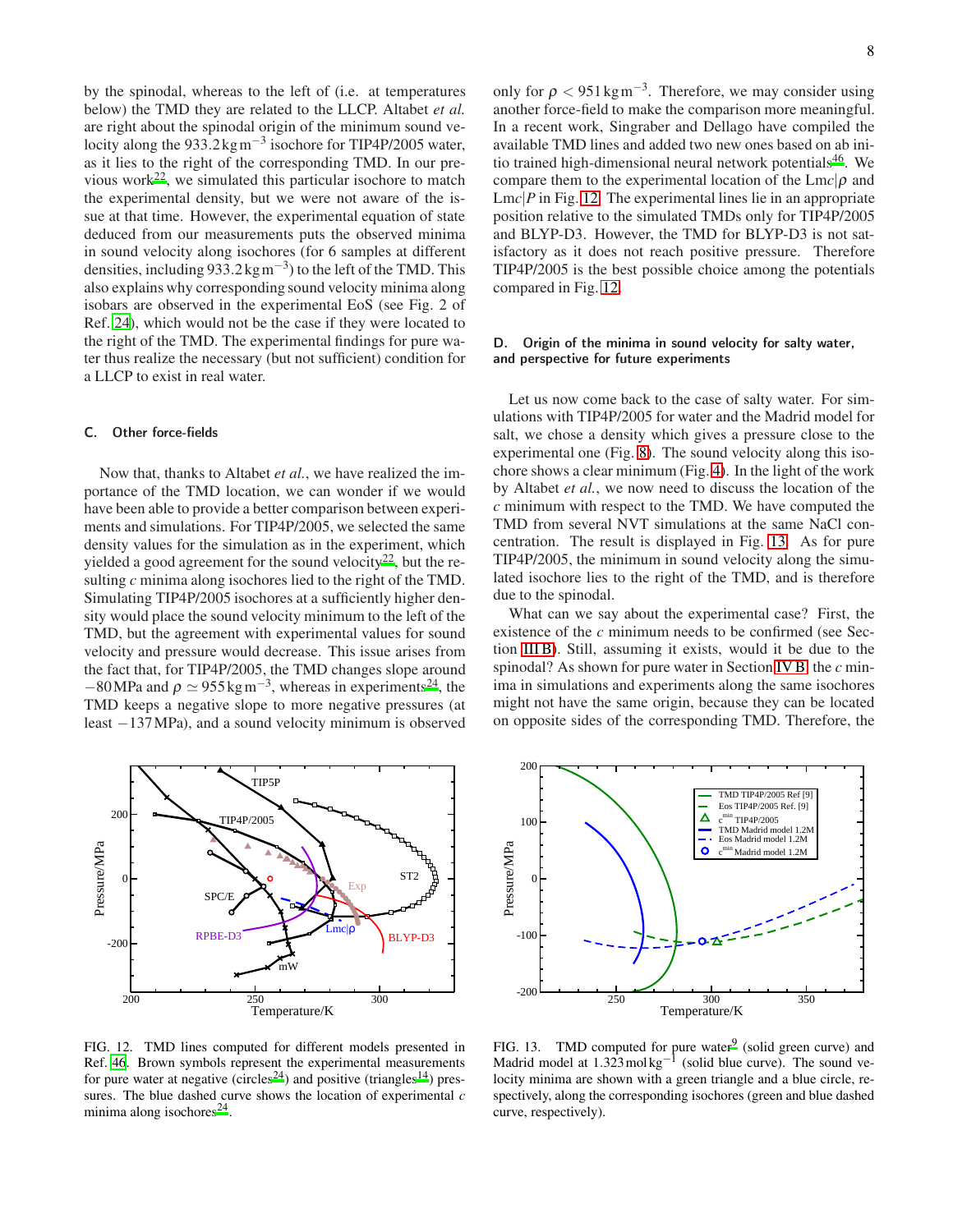by the spinodal, whereas to the left of (i.e. at temperatures below) the TMD they are related to the LLCP. Altabet *et al.* are right about the spinodal origin of the minimum sound velocity along the $933.2\,\mathrm{kg\,m^{-3}}$ isochore for TIP4P/2005 water, as it lies to the right of the corresponding TMD. In our previous work[22], we simulated this particular isochore to match the experimental density, but we were not aware of the issue at that time. However, the experimental equation of state deduced from our measurements puts the observed minima in sound velocity along isochores (for 6 samples at different densities, including $933.2\,\mathrm{kg\,m^{-3}}$) to the left of the TMD. This also explains why corresponding sound velocity minima along isobars are observed in the experimental EoS (see Fig. 2 of Ref. 24), which would not be the case if they were located to the right of the TMD. The experimental findings for pure water thus realize the necessary (but not sufficient) condition for a LLCP to exist in real water.

## C. Other force-fields

Now that, thanks to Altabet *et al.*, we have realized the importance of the TMD location, we can wonder if we would have been able to provide a better comparison between experiments and simulations. For TIP4P/2005, we selected the same density values for the simulation as in the experiment, which yielded a good agreement for the sound velocity[22], but the resulting $c$ minima along isochores lied to the right of the TMD. Simulating TIP4P/2005 isochores at a sufficiently higher density would place the sound velocity minimum to the left of the TMD, but the agreement with experimental values for sound velocity and pressure would decrease. This issue arises from the fact that, for TIP4P/2005, the TMD changes slope around $-80\,\mathrm{MPa}$ and $\rho \simeq 955\,\mathrm{kg\,m^{-3}}$, whereas in experiments[24], the TMD keeps a negative slope to more negative pressures (at least $-137\,\mathrm{MPa}$), and a sound velocity minimum is observed only for $\rho < 951\,\mathrm{kg\,m^{-3}}$. Therefore, we may consider using another force-field to make the comparison more meaningful. In a recent work, Singraber and Dellago have compiled the available TMD lines and added two new ones based on ab initio trained high-dimensional neural network potentials[46]. We compare them to the experimental location of the Lm$c|\rho$ and Lm$c|P$ in Fig. 12. The experimental lines lie in an appropriate position relative to the simulated TMDs only for TIP4P/2005 and BLYP-D3. However, the TMD for BLYP-D3 is not satisfactory as it does not reach positive pressure. Therefore TIP4P/2005 is the best possible choice among the potentials compared in Fig. 12.

FIG. 12. TMD lines computed for different models presented in Ref. 46. Brown symbols represent the experimental measurements for pure water at negative (circles[24]) and positive (triangles[14]) pressures. The blue dashed curve shows the location of experimental $c$ minima along isochores[24].

## D. Origin of the minima in sound velocity for salty water, and perspective for future experiments

Let us now come back to the case of salty water. For simulations with TIP4P/2005 for water and the Madrid model for salt, we chose a density which gives a pressure close to the experimental one (Fig. 8). The sound velocity along this isochore shows a clear minimum (Fig. 4). In the light of the work by Altabet *et al.*, we now need to discuss the location of the $c$ minimum with respect to the TMD. We have computed the TMD from several NVT simulations at the same NaCl concentration. The result is displayed in Fig. 13. As for pure TIP4P/2005, the minimum in sound velocity along the simulated isochore lies to the right of the TMD, and is therefore due to the spinodal.

What can we say about the experimental case? First, the existence of the $c$ minimum needs to be confirmed (see Section III B). Still, assuming it exists, would it be due to the spinodal? As shown for pure water in Section IV B, the $c$ minima in simulations and experiments along the same isochores might not have the same origin, because they can be located on opposite sides of the corresponding TMD. Therefore, the

FIG. 13. TMD computed for pure water[9] (solid green curve) and Madrid model at $1.323\,\mathrm{mol\,kg^{-1}}$ (solid blue curve). The sound velocity minima are shown with a green triangle and a blue circle, respectively, along the corresponding isochores (green and blue dashed curve, respectively).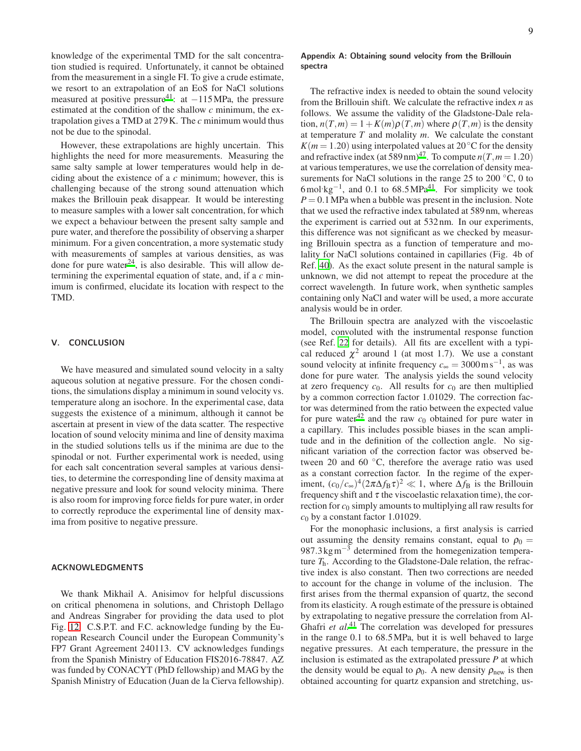knowledge of the experimental TMD for the salt concentration studied is required. Unfortunately, it cannot be obtained from the measurement in a single FI. To give a crude estimate, we resort to an extrapolation of an EoS for NaCl solutions measured at positive pressure[41]: at $-115$ MPa, the pressure estimated at the condition of the shallow $c$ minimum, the extrapolation gives a TMD at 279 K. The $c$ minimum would thus not be due to the spinodal.

However, these extrapolations are highly uncertain. This highlights the need for more measurements. Measuring the same salty sample at lower temperatures would help in deciding about the existence of a $c$ minimum; however, this is challenging because of the strong sound attenuation which makes the Brillouin peak disappear. It would be interesting to measure samples with a lower salt concentration, for which we expect a behaviour between the present salty sample and pure water, and therefore the possibility of observing a sharper minimum. For a given concentration, a more systematic study with measurements of samples at various densities, as was done for pure water[24], is also desirable. This will allow determining the experimental equation of state, and, if a $c$ minimum is confirmed, elucidate its location with respect to the TMD.

## V. CONCLUSION

We have measured and simulated sound velocity in a salty aqueous solution at negative pressure. For the chosen conditions, the simulations display a minimum in sound velocity vs. temperature along an isochore. In the experimental case, data suggests the existence of a minimum, although it cannot be ascertain at present in view of the data scatter. The respective location of sound velocity minima and line of density maxima in the studied solutions tells us if the minima are due to the spinodal or not. Further experimental work is needed, using for each salt concentration several samples at various densities, to determine the corresponding line of density maxima at negative pressure and look for sound velocity minima. There is also room for improving force fields for pure water, in order to correctly reproduce the experimental line of density maxima from positive to negative pressure.

## ACKNOWLEDGMENTS

We thank Mikhail A. Anisimov for helpful discussions on critical phenomena in solutions, and Christoph Dellago and Andreas Singraber for providing the data used to plot Fig. 12. C.S.P.T. and F.C. acknowledge funding by the European Research Council under the European Community's FP7 Grant Agreement 240113. CV acknowledges fundings from the Spanish Ministry of Education FIS2016-78847. AZ was funded by CONACYT (PhD fellowship) and MAG by the Spanish Ministry of Education (Juan de la Cierva fellowship).

## Appendix A: Obtaining sound velocity from the Brillouin spectra

The refractive index is needed to obtain the sound velocity from the Brillouin shift. We calculate the refractive index $n$ as follows. We assume the validity of the Gladstone-Dale relation, $n(T,m) = 1 + K(m)\rho(T,m)$ where $\rho(T,m)$ is the density at temperature $T$ and molality $m$. We calculate the constant $K(m = 1.20)$ using interpolated values at 20 °C for the density and refractive index (at 589 nm)[47]. To compute $n(T,m = 1.20)$ at various temperatures, we use the correlation of density measurements for NaCl solutions in the range 25 to 200 °C, 0 to 6 mol·kg$^{-1}$, and 0.1 to 68.5 MPa[41]. For simplicity we took $P = 0.1$ MPa when a bubble was present in the inclusion. Note that we used the refractive index tabulated at 589 nm, whereas the experiment is carried out at 532 nm. In our experiments, this difference was not significant as we checked by measuring Brillouin spectra as a function of temperature and molality for NaCl solutions contained in capillaries (Fig. 4b of Ref. 40). As the exact solute present in the natural sample is unknown, we did not attempt to repeat the procedure at the correct wavelength. In future work, when synthetic samples containing only NaCl and water will be used, a more accurate analysis would be in order.

The Brillouin spectra are analyzed with the viscoelastic model, convoluted with the instrumental response function (see Ref. 22 for details). All fits are excellent with a typical reduced $\chi^2$ around 1 (at most 1.7). We use a constant sound velocity at infinite frequency $c_\infty = 3000\,\mathrm{m\,s^{-1}}$, as was done for pure water. The analysis yields the sound velocity at zero frequency $c_0$. All results for $c_0$ are then multiplied by a common correction factor 1.01029. The correction factor was determined from the ratio between the expected value for pure water[42] and the raw $c_0$ obtained for pure water in a capillary. This includes possible biases in the scan amplitude and in the definition of the collection angle. No significant variation of the correction factor was observed between 20 and 60 °C, therefore the average ratio was used as a constant correction factor. In the regime of the experiment, $(c_0/c_\infty)^4(2\pi\Delta f_\mathrm{B}\tau)^2 \ll 1$, where $\Delta f_\mathrm{B}$ is the Brillouin frequency shift and $\tau$ the viscoelastic relaxation time), the correction for $c_0$ simply amounts to multiplying all raw results for $c_0$ by a constant factor 1.01029.

For the monophasic inclusions, a first analysis is carried out assuming the density remains constant, equal to $\rho_0 = 987.3\,\mathrm{kg\,m^{-3}}$ determined from the homogenization temperature $T_\mathrm{h}$. According to the Gladstone-Dale relation, the refractive index is also constant. Then two corrections are needed to account for the change in volume of the inclusion. The first arises from the thermal expansion of quartz, the second from its elasticity. A rough estimate of the pressure is obtained by extrapolating to negative pressure the correlation from Al-Ghafri *et al.*[41] The correlation was developed for pressures in the range 0.1 to 68.5 MPa, but it is well behaved to large negative pressures. At each temperature, the pressure in the inclusion is estimated as the extrapolated pressure $P$ at which the density would be equal to $\rho_0$. A new density $\rho_\mathrm{new}$ is then obtained accounting for quartz expansion and stretching, us-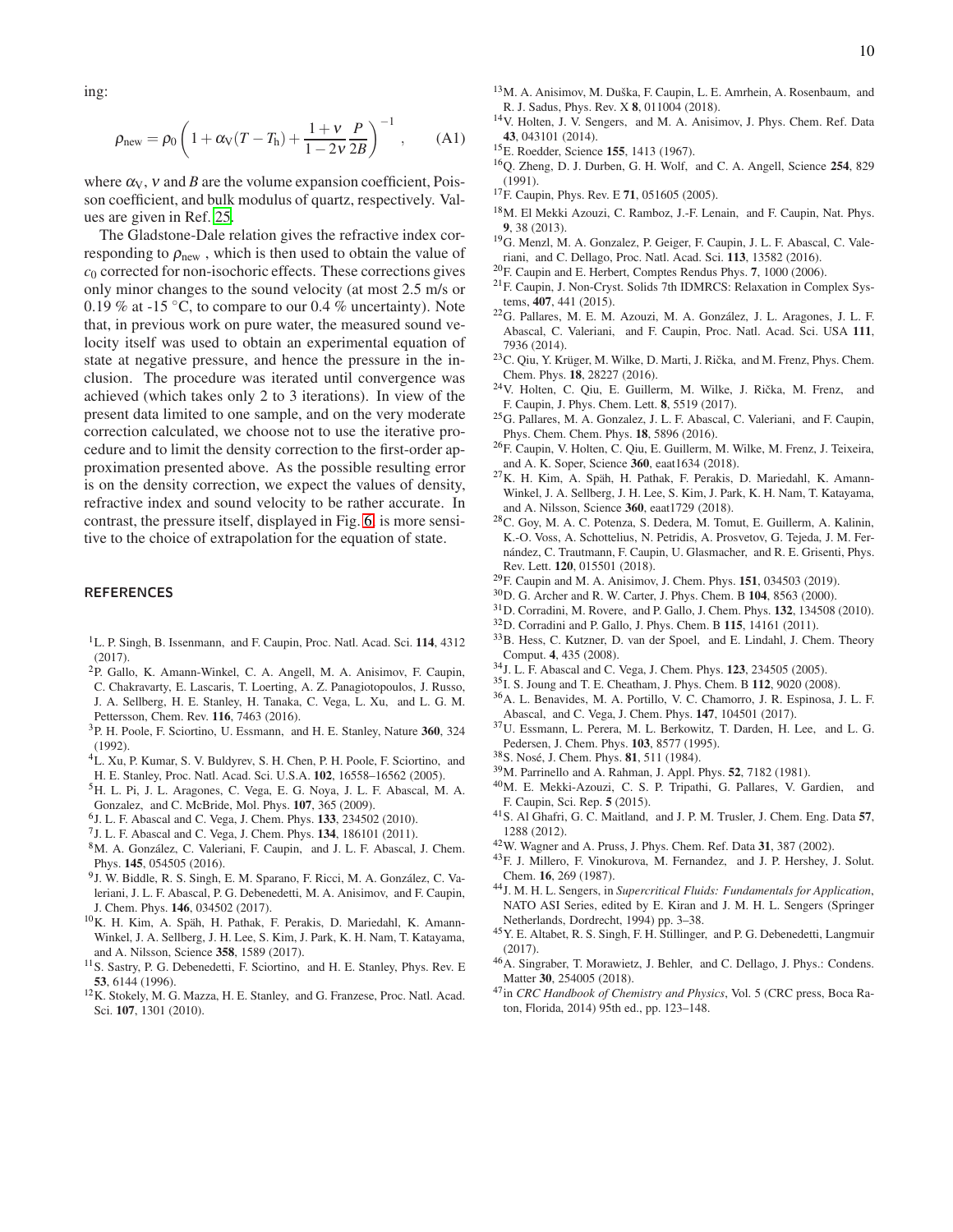ing:

$$\rho_{\mathrm{new}} = \rho_0 \left(1 + \alpha_{\mathrm{V}}(T - T_{\mathrm{h}}) + \frac{1+\nu}{1-2\nu}\frac{P}{2B}\right)^{-1}, \qquad \text{(A1)}$$

where $\alpha_{\mathrm{V}}$, $\nu$ and $B$ are the volume expansion coefficient, Poisson coefficient, and bulk modulus of quartz, respectively. Values are given in Ref. 25.

The Gladstone-Dale relation gives the refractive index corresponding to $\rho_{\mathrm{new}}$ , which is then used to obtain the value of $c_0$ corrected for non-isochoric effects. These corrections gives only minor changes to the sound velocity (at most 2.5 m/s or 0.19 % at -15 °C, to compare to our 0.4 % uncertainty). Note that, in previous work on pure water, the measured sound velocity itself was used to obtain an experimental equation of state at negative pressure, and hence the pressure in the inclusion. The procedure was iterated until convergence was achieved (which takes only 2 to 3 iterations). In view of the present data limited to one sample, and on the very moderate correction calculated, we choose not to use the iterative procedure and to limit the density correction to the first-order approximation presented above. As the possible resulting error is on the density correction, we expect the values of density, refractive index and sound velocity to be rather accurate. In contrast, the pressure itself, displayed in Fig. 6, is more sensitive to the choice of extrapolation for the equation of state.

## REFERENCES

[1] L. P. Singh, B. Issenmann, and F. Caupin, Proc. Natl. Acad. Sci. **114**, 4312 (2017).

[2] P. Gallo, K. Amann-Winkel, C. A. Angell, M. A. Anisimov, F. Caupin, C. Chakravarty, E. Lascaris, T. Loerting, A. Z. Panagiotopoulos, J. Russo, J. A. Sellberg, H. E. Stanley, H. Tanaka, C. Vega, L. Xu, and L. G. M. Pettersson, Chem. Rev. **116**, 7463 (2016).

[3] P. H. Poole, F. Sciortino, U. Essmann, and H. E. Stanley, Nature **360**, 324 (1992).

[4] L. Xu, P. Kumar, S. V. Buldyrev, S. H. Chen, P. H. Poole, F. Sciortino, and H. E. Stanley, Proc. Natl. Acad. Sci. U.S.A. **102**, 16558–16562 (2005).

[5] H. L. Pi, J. L. Aragones, C. Vega, E. G. Noya, J. L. F. Abascal, M. A. Gonzalez, and C. McBride, Mol. Phys. **107**, 365 (2009).

[6] J. L. F. Abascal and C. Vega, J. Chem. Phys. **133**, 234502 (2010).

[7] J. L. F. Abascal and C. Vega, J. Chem. Phys. **134**, 186101 (2011).

[8] M. A. González, C. Valeriani, F. Caupin, and J. L. F. Abascal, J. Chem. Phys. **145**, 054505 (2016).

[9] J. W. Biddle, R. S. Singh, E. M. Sparano, F. Ricci, M. A. González, C. Valeriani, J. L. F. Abascal, P. G. Debenedetti, M. A. Anisimov, and F. Caupin, J. Chem. Phys. **146**, 034502 (2017).

[10] K. H. Kim, A. Späh, H. Pathak, F. Perakis, D. Mariedahl, K. Amann-Winkel, J. A. Sellberg, J. H. Lee, S. Kim, J. Park, K. H. Nam, T. Katayama, and A. Nilsson, Science **358**, 1589 (2017).

[11] S. Sastry, P. G. Debenedetti, F. Sciortino, and H. E. Stanley, Phys. Rev. E **53**, 6144 (1996).

[12] K. Stokely, M. G. Mazza, H. E. Stanley, and G. Franzese, Proc. Natl. Acad. Sci. **107**, 1301 (2010).

[13] M. A. Anisimov, M. Duška, F. Caupin, L. E. Amrhein, A. Rosenbaum, and R. J. Sadus, Phys. Rev. X **8**, 011004 (2018).

[14] V. Holten, J. V. Sengers, and M. A. Anisimov, J. Phys. Chem. Ref. Data **43**, 043101 (2014).

[15] E. Roedder, Science **155**, 1413 (1967).

[16] Q. Zheng, D. J. Durben, G. H. Wolf, and C. A. Angell, Science **254**, 829 (1991).

[17] F. Caupin, Phys. Rev. E **71**, 051605 (2005).

[18] M. El Mekki Azouzi, C. Ramboz, J.-F. Lenain, and F. Caupin, Nat. Phys. **9**, 38 (2013).

[19] G. Menzl, M. A. Gonzalez, P. Geiger, F. Caupin, J. L. F. Abascal, C. Valeriani, and C. Dellago, Proc. Natl. Acad. Sci. **113**, 13582 (2016).

[20] F. Caupin and E. Herbert, Comptes Rendus Phys. **7**, 1000 (2006).

[21] F. Caupin, J. Non-Cryst. Solids 7th IDMRCS: Relaxation in Complex Systems, **407**, 441 (2015).

[22] G. Pallares, M. E. M. Azouzi, M. A. González, J. L. Aragones, J. L. F. Abascal, C. Valeriani, and F. Caupin, Proc. Natl. Acad. Sci. USA **111**, 7936 (2014).

[23] C. Qiu, Y. Krüger, M. Wilke, D. Marti, J. Rička, and M. Frenz, Phys. Chem. Chem. Phys. **18**, 28227 (2016).

[24] V. Holten, C. Qiu, E. Guillerm, M. Wilke, J. Rička, M. Frenz, and F. Caupin, J. Phys. Chem. Lett. **8**, 5519 (2017).

[25] G. Pallares, M. A. Gonzalez, J. L. F. Abascal, C. Valeriani, and F. Caupin, Phys. Chem. Chem. Phys. **18**, 5896 (2016).

[26] F. Caupin, V. Holten, C. Qiu, E. Guillerm, M. Wilke, M. Frenz, J. Teixeira, and A. K. Soper, Science **360**, eaat1634 (2018).

[27] K. H. Kim, A. Späh, H. Pathak, F. Perakis, D. Mariedahl, K. Amann-Winkel, J. A. Sellberg, J. H. Lee, S. Kim, J. Park, K. H. Nam, T. Katayama, and A. Nilsson, Science **360**, eaat1729 (2018).

[28] C. Goy, M. A. C. Potenza, S. Dedera, M. Tomut, E. Guillerm, A. Kalinin, K.-O. Voss, A. Schottelius, N. Petridis, A. Prosvetov, G. Tejeda, J. M. Fernández, C. Trautmann, F. Caupin, U. Glasmacher, and R. E. Grisenti, Phys. Rev. Lett. **120**, 015501 (2018).

[29] F. Caupin and M. A. Anisimov, J. Chem. Phys. **151**, 034503 (2019).

[30] D. G. Archer and R. W. Carter, J. Phys. Chem. B **104**, 8563 (2000).

[31] D. Corradini, M. Rovere, and P. Gallo, J. Chem. Phys. **132**, 134508 (2010).

[32] D. Corradini and P. Gallo, J. Phys. Chem. B **115**, 14161 (2011).

[33] B. Hess, C. Kutzner, D. van der Spoel, and E. Lindahl, J. Chem. Theory Comput. **4**, 435 (2008).

[34] J. L. F. Abascal and C. Vega, J. Chem. Phys. **123**, 234505 (2005).

[35] I. S. Joung and T. E. Cheatham, J. Phys. Chem. B **112**, 9020 (2008).

[36] A. L. Benavides, M. A. Portillo, V. C. Chamorro, J. R. Espinosa, J. L. F. Abascal, and C. Vega, J. Chem. Phys. **147**, 104501 (2017).

[37] U. Essmann, L. Perera, M. L. Berkowitz, T. Darden, H. Lee, and L. G. Pedersen, J. Chem. Phys. **103**, 8577 (1995).

[38] S. Nosé, J. Chem. Phys. **81**, 511 (1984).

[39] M. Parrinello and A. Rahman, J. Appl. Phys. **52**, 7182 (1981).

[40] M. E. Mekki-Azouzi, C. S. P. Tripathi, G. Pallares, V. Gardien, and F. Caupin, Sci. Rep. **5** (2015).

[41] S. Al Ghafri, G. C. Maitland, and J. P. M. Trusler, J. Chem. Eng. Data **57**, 1288 (2012).

[42] W. Wagner and A. Pruss, J. Phys. Chem. Ref. Data **31**, 387 (2002).

[43] F. J. Millero, F. Vinokurova, M. Fernandez, and J. P. Hershey, J. Solut. Chem. **16**, 269 (1987).

[44] J. M. H. L. Sengers, in *Supercritical Fluids: Fundamentals for Application*, NATO ASI Series, edited by E. Kiran and J. M. H. L. Sengers (Springer Netherlands, Dordrecht, 1994) pp. 3–38.

[45] Y. E. Altabet, R. S. Singh, F. H. Stillinger, and P. G. Debenedetti, Langmuir (2017).

[46] A. Singraber, T. Morawietz, J. Behler, and C. Dellago, J. Phys.: Condens. Matter **30**, 254005 (2018).

[47] in *CRC Handbook of Chemistry and Physics*, Vol. 5 (CRC press, Boca Raton, Florida, 2014) 95th ed., pp. 123–148.